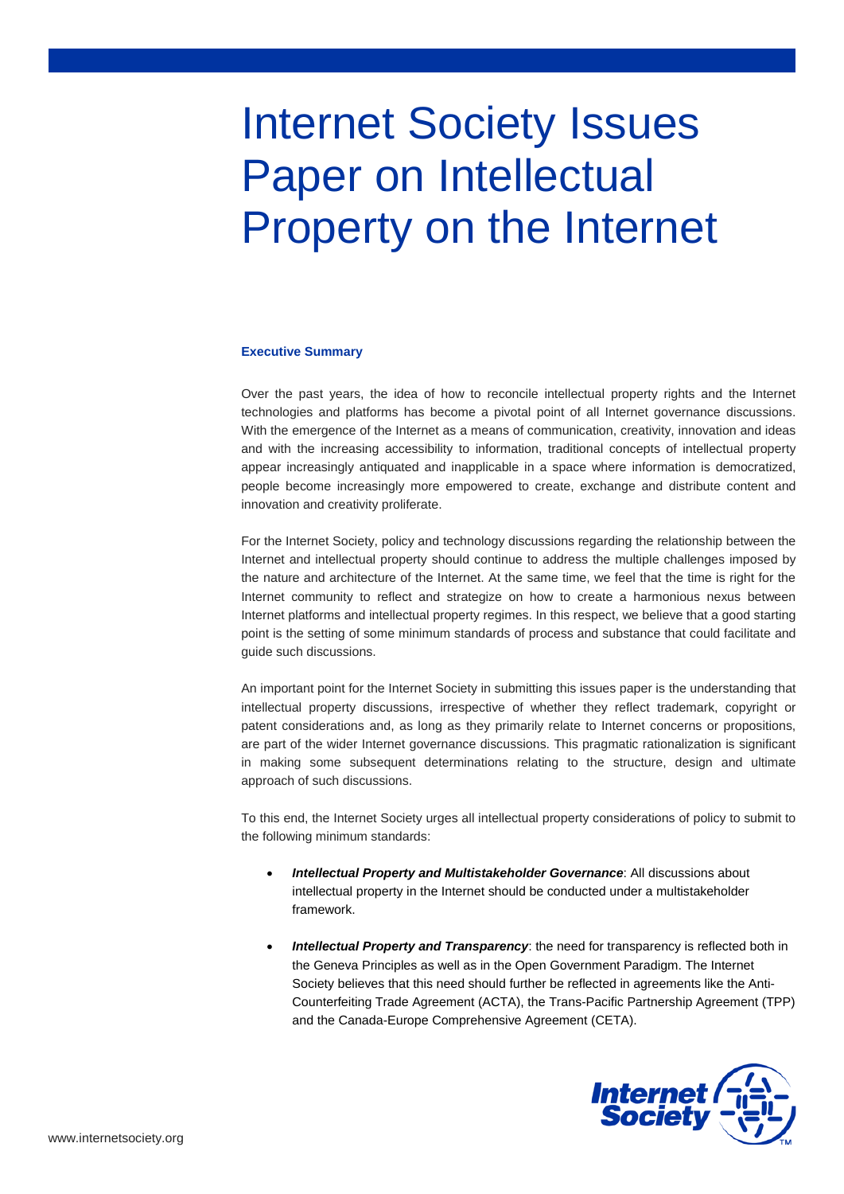# Internet Society Issues Paper on Intellectual Property on the Internet

### Executive Summary

Over the past years, the idea of how to reconcile intellectual property rights and the Internet technologies and platforms has become a pivotal point of all Internet governance discussions. With the emergence of the Internet as a means of communication, creativity, innovation and ideas and with the increasing accessibility to information, traditional concepts of intellectual property appear increasingly antiquated and inapplicable in a space where information is democratized, people become increasingly more empowered to create, exchange and distribute content and innovation and creativity proliferate.

For the Internet Society, policy and technology discussions regarding the relationship between the Internet and intellectual property should continue to address the multiple challenges imposed by the nature and architecture of the Internet. At the same time, we feel that the time is right for the Internet community to reflect and strategize on how to create a harmonious nexus between Internet platforms and intellectual property regimes. In this respect, we believe that a good starting point is the setting of some minimum standards of process and substance that could facilitate and guide such discussions.

An important point for the Internet Society in submitting this issues paper is the understanding that intellectual property discussions, irrespective of whether they reflect trademark, copyright or patent considerations and, as long as they primarily relate to Internet concerns or propositions, are part of the wider Internet governance discussions. This pragmatic rationalization is significant in making some subsequent determinations relating to the structure, design and ultimate approach of such discussions.

To this end, the Internet Society urges all intellectual property considerations of policy to submit to the following minimum standards:

- ***Intellectual Property and Multistakeholder Governance***: All discussions about intellectual property in the Internet should be conducted under a multistakeholder framework.
- ***Intellectual Property and Transparency***: the need for transparency is reflected both in the Geneva Principles as well as in the Open Government Paradigm. The Internet Society believes that this need should further be reflected in agreements like the Anti-Counterfeiting Trade Agreement (ACTA), the Trans-Pacific Partnership Agreement (TPP) and the Canada-Europe Comprehensive Agreement (CETA).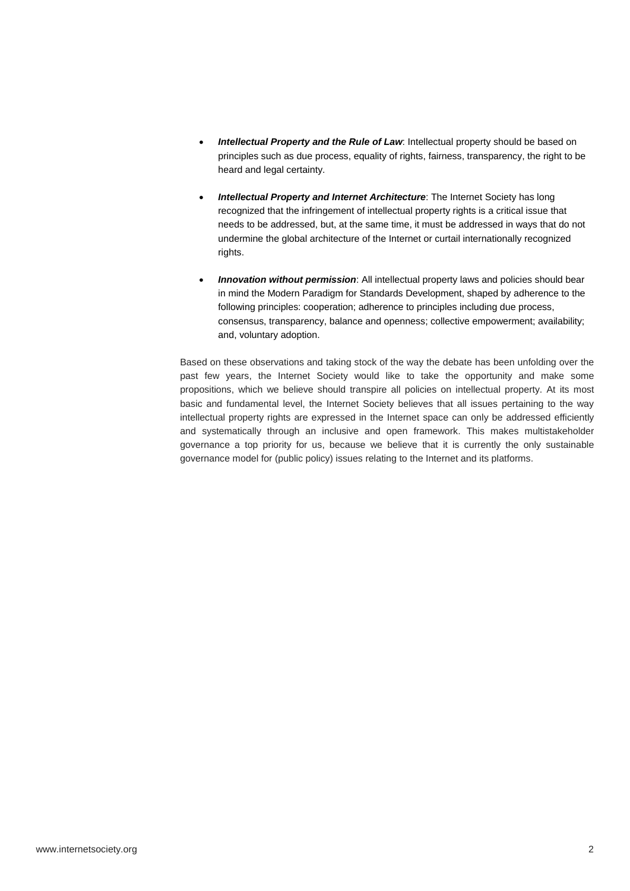- ***Intellectual Property and the Rule of Law***: Intellectual property should be based on principles such as due process, equality of rights, fairness, transparency, the right to be heard and legal certainty.

- ***Intellectual Property and Internet Architecture***: The Internet Society has long recognized that the infringement of intellectual property rights is a critical issue that needs to be addressed, but, at the same time, it must be addressed in ways that do not undermine the global architecture of the Internet or curtail internationally recognized rights.

- ***Innovation without permission***: All intellectual property laws and policies should bear in mind the Modern Paradigm for Standards Development, shaped by adherence to the following principles: cooperation; adherence to principles including due process, consensus, transparency, balance and openness; collective empowerment; availability; and, voluntary adoption.

Based on these observations and taking stock of the way the debate has been unfolding over the past few years, the Internet Society would like to take the opportunity and make some propositions, which we believe should transpire all policies on intellectual property. At its most basic and fundamental level, the Internet Society believes that all issues pertaining to the way intellectual property rights are expressed in the Internet space can only be addressed efficiently and systematically through an inclusive and open framework. This makes multistakeholder governance a top priority for us, because we believe that it is currently the only sustainable governance model for (public policy) issues relating to the Internet and its platforms.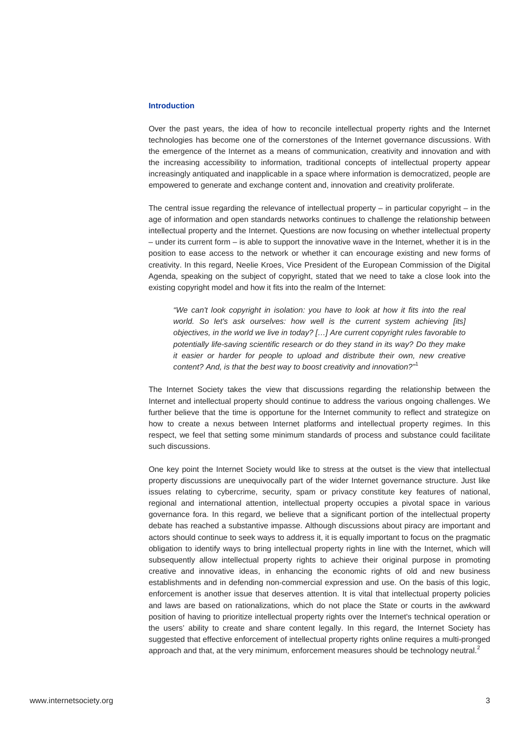## Introduction

Over the past years, the idea of how to reconcile intellectual property rights and the Internet technologies has become one of the cornerstones of the Internet governance discussions. With the emergence of the Internet as a means of communication, creativity and innovation and with the increasing accessibility to information, traditional concepts of intellectual property appear increasingly antiquated and inapplicable in a space where information is democratized, people are empowered to generate and exchange content and, innovation and creativity proliferate.

The central issue regarding the relevance of intellectual property – in particular copyright – in the age of information and open standards networks continues to challenge the relationship between intellectual property and the Internet. Questions are now focusing on whether intellectual property – under its current form – is able to support the innovative wave in the Internet, whether it is in the position to ease access to the network or whether it can encourage existing and new forms of creativity. In this regard, Neelie Kroes, Vice President of the European Commission of the Digital Agenda, speaking on the subject of copyright, stated that we need to take a close look into the existing copyright model and how it fits into the realm of the Internet:

> *"We can't look copyright in isolation: you have to look at how it fits into the real world. So let's ask ourselves: how well is the current system achieving [its] objectives, in the world we live in today? […] Are current copyright rules favorable to potentially life-saving scientific research or do they stand in its way? Do they make it easier or harder for people to upload and distribute their own, new creative content? And, is that the best way to boost creativity and innovation?"*[1]

The Internet Society takes the view that discussions regarding the relationship between the Internet and intellectual property should continue to address the various ongoing challenges. We further believe that the time is opportune for the Internet community to reflect and strategize on how to create a nexus between Internet platforms and intellectual property regimes. In this respect, we feel that setting some minimum standards of process and substance could facilitate such discussions.

One key point the Internet Society would like to stress at the outset is the view that intellectual property discussions are unequivocally part of the wider Internet governance structure. Just like issues relating to cybercrime, security, spam or privacy constitute key features of national, regional and international attention, intellectual property occupies a pivotal space in various governance fora. In this regard, we believe that a significant portion of the intellectual property debate has reached a substantive impasse. Although discussions about piracy are important and actors should continue to seek ways to address it, it is equally important to focus on the pragmatic obligation to identify ways to bring intellectual property rights in line with the Internet, which will subsequently allow intellectual property rights to achieve their original purpose in promoting creative and innovative ideas, in enhancing the economic rights of old and new business establishments and in defending non-commercial expression and use. On the basis of this logic, enforcement is another issue that deserves attention. It is vital that intellectual property policies and laws are based on rationalizations, which do not place the State or courts in the awkward position of having to prioritize intellectual property rights over the Internet's technical operation or the users' ability to create and share content legally. In this regard, the Internet Society has suggested that effective enforcement of intellectual property rights online requires a multi-pronged approach and that, at the very minimum, enforcement measures should be technology neutral.[2]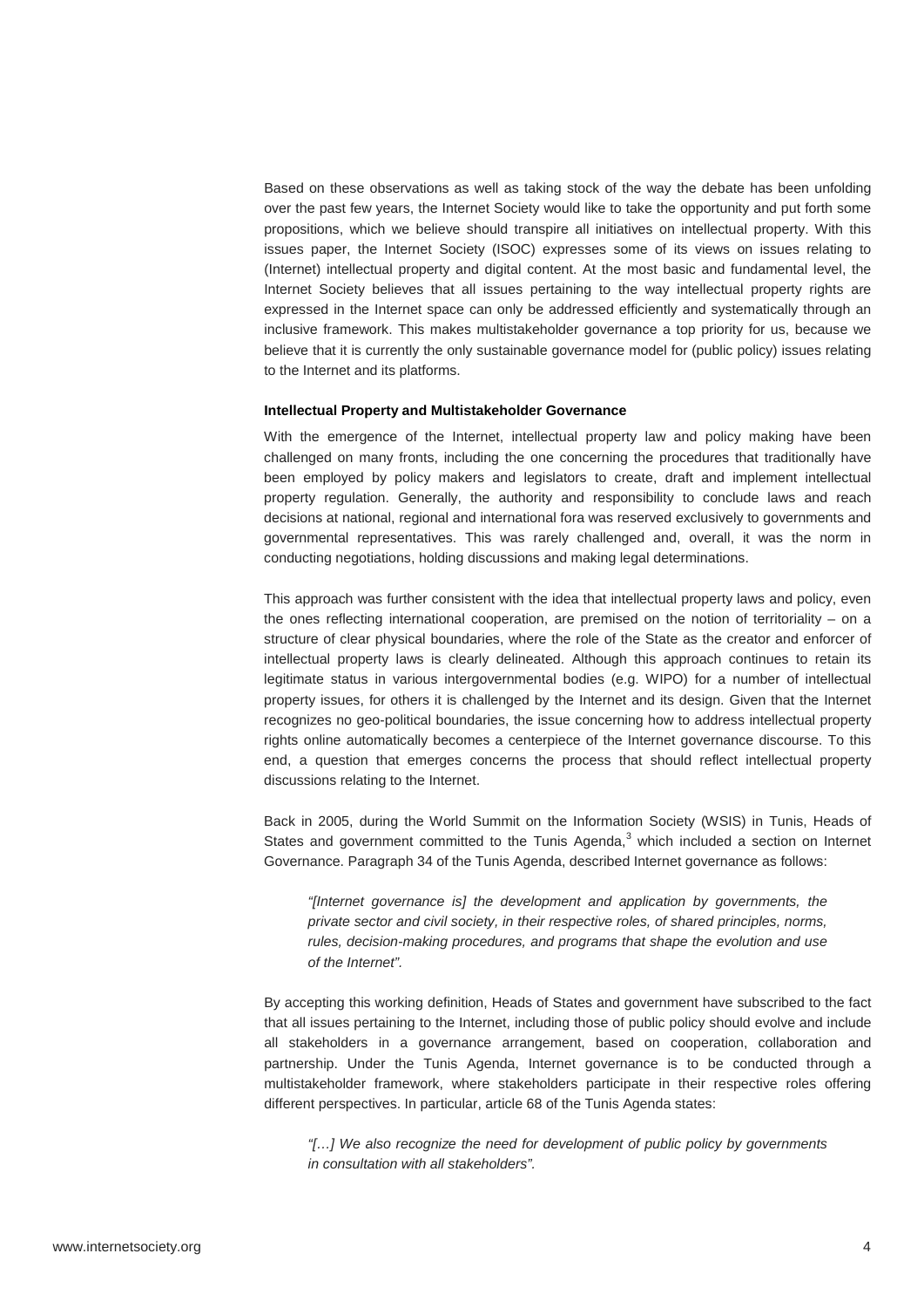Based on these observations as well as taking stock of the way the debate has been unfolding over the past few years, the Internet Society would like to take the opportunity and put forth some propositions, which we believe should transpire all initiatives on intellectual property. With this issues paper, the Internet Society (ISOC) expresses some of its views on issues relating to (Internet) intellectual property and digital content. At the most basic and fundamental level, the Internet Society believes that all issues pertaining to the way intellectual property rights are expressed in the Internet space can only be addressed efficiently and systematically through an inclusive framework. This makes multistakeholder governance a top priority for us, because we believe that it is currently the only sustainable governance model for (public policy) issues relating to the Internet and its platforms.

### Intellectual Property and Multistakeholder Governance

With the emergence of the Internet, intellectual property law and policy making have been challenged on many fronts, including the one concerning the procedures that traditionally have been employed by policy makers and legislators to create, draft and implement intellectual property regulation. Generally, the authority and responsibility to conclude laws and reach decisions at national, regional and international fora was reserved exclusively to governments and governmental representatives. This was rarely challenged and, overall, it was the norm in conducting negotiations, holding discussions and making legal determinations.

This approach was further consistent with the idea that intellectual property laws and policy, even the ones reflecting international cooperation, are premised on the notion of territoriality – on a structure of clear physical boundaries, where the role of the State as the creator and enforcer of intellectual property laws is clearly delineated. Although this approach continues to retain its legitimate status in various intergovernmental bodies (e.g. WIPO) for a number of intellectual property issues, for others it is challenged by the Internet and its design. Given that the Internet recognizes no geo-political boundaries, the issue concerning how to address intellectual property rights online automatically becomes a centerpiece of the Internet governance discourse. To this end, a question that emerges concerns the process that should reflect intellectual property discussions relating to the Internet.

Back in 2005, during the World Summit on the Information Society (WSIS) in Tunis, Heads of States and government committed to the Tunis Agenda,[3] which included a section on Internet Governance. Paragraph 34 of the Tunis Agenda, described Internet governance as follows:

> *"[Internet governance is] the development and application by governments, the private sector and civil society, in their respective roles, of shared principles, norms, rules, decision-making procedures, and programs that shape the evolution and use of the Internet".*

By accepting this working definition, Heads of States and government have subscribed to the fact that all issues pertaining to the Internet, including those of public policy should evolve and include all stakeholders in a governance arrangement, based on cooperation, collaboration and partnership. Under the Tunis Agenda, Internet governance is to be conducted through a multistakeholder framework, where stakeholders participate in their respective roles offering different perspectives. In particular, article 68 of the Tunis Agenda states:

> *"[…] We also recognize the need for development of public policy by governments in consultation with all stakeholders".*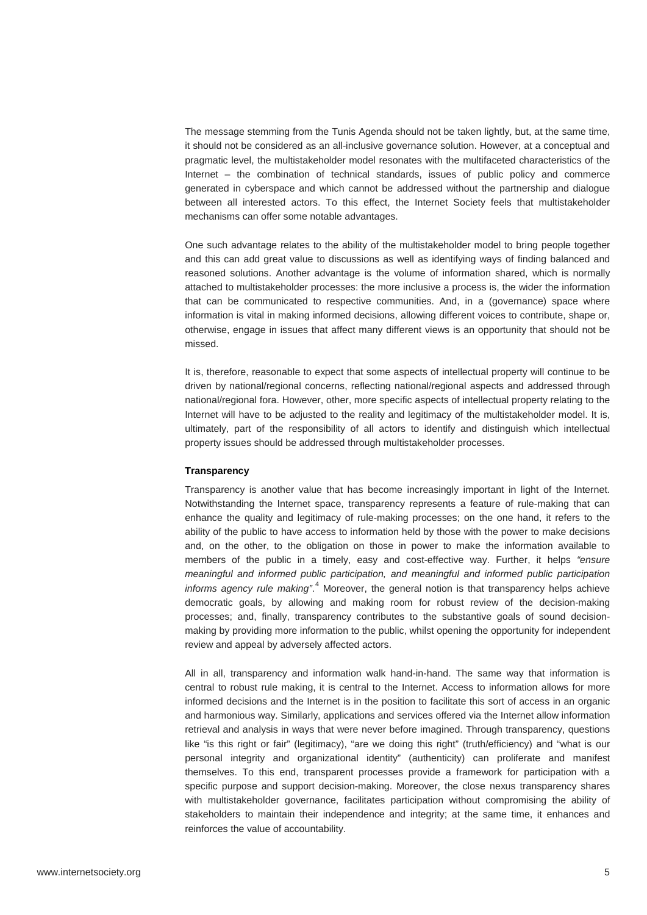The message stemming from the Tunis Agenda should not be taken lightly, but, at the same time, it should not be considered as an all-inclusive governance solution. However, at a conceptual and pragmatic level, the multistakeholder model resonates with the multifaceted characteristics of the Internet – the combination of technical standards, issues of public policy and commerce generated in cyberspace and which cannot be addressed without the partnership and dialogue between all interested actors. To this effect, the Internet Society feels that multistakeholder mechanisms can offer some notable advantages.

One such advantage relates to the ability of the multistakeholder model to bring people together and this can add great value to discussions as well as identifying ways of finding balanced and reasoned solutions. Another advantage is the volume of information shared, which is normally attached to multistakeholder processes: the more inclusive a process is, the wider the information that can be communicated to respective communities. And, in a (governance) space where information is vital in making informed decisions, allowing different voices to contribute, shape or, otherwise, engage in issues that affect many different views is an opportunity that should not be missed.

It is, therefore, reasonable to expect that some aspects of intellectual property will continue to be driven by national/regional concerns, reflecting national/regional aspects and addressed through national/regional fora. However, other, more specific aspects of intellectual property relating to the Internet will have to be adjusted to the reality and legitimacy of the multistakeholder model. It is, ultimately, part of the responsibility of all actors to identify and distinguish which intellectual property issues should be addressed through multistakeholder processes.

**Transparency**

Transparency is another value that has become increasingly important in light of the Internet. Notwithstanding the Internet space, transparency represents a feature of rule-making that can enhance the quality and legitimacy of rule-making processes; on the one hand, it refers to the ability of the public to have access to information held by those with the power to make decisions and, on the other, to the obligation on those in power to make the information available to members of the public in a timely, easy and cost-effective way. Further, it helps *"ensure meaningful and informed public participation, and meaningful and informed public participation informs agency rule making"*.[4] Moreover, the general notion is that transparency helps achieve democratic goals, by allowing and making room for robust review of the decision-making processes; and, finally, transparency contributes to the substantive goals of sound decision-making by providing more information to the public, whilst opening the opportunity for independent review and appeal by adversely affected actors.

All in all, transparency and information walk hand-in-hand. The same way that information is central to robust rule making, it is central to the Internet. Access to information allows for more informed decisions and the Internet is in the position to facilitate this sort of access in an organic and harmonious way. Similarly, applications and services offered via the Internet allow information retrieval and analysis in ways that were never before imagined. Through transparency, questions like "is this right or fair" (legitimacy), "are we doing this right" (truth/efficiency) and "what is our personal integrity and organizational identity" (authenticity) can proliferate and manifest themselves. To this end, transparent processes provide a framework for participation with a specific purpose and support decision-making. Moreover, the close nexus transparency shares with multistakeholder governance, facilitates participation without compromising the ability of stakeholders to maintain their independence and integrity; at the same time, it enhances and reinforces the value of accountability.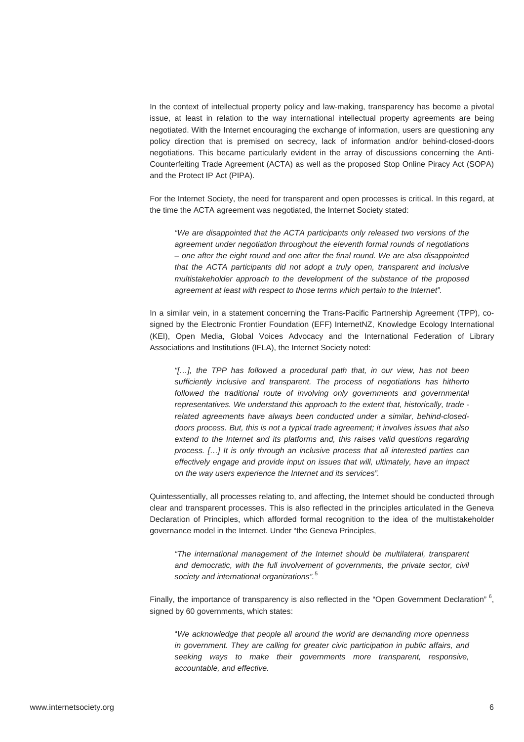In the context of intellectual property policy and law-making, transparency has become a pivotal issue, at least in relation to the way international intellectual property agreements are being negotiated. With the Internet encouraging the exchange of information, users are questioning any policy direction that is premised on secrecy, lack of information and/or behind-closed-doors negotiations. This became particularly evident in the array of discussions concerning the Anti-Counterfeiting Trade Agreement (ACTA) as well as the proposed Stop Online Piracy Act (SOPA) and the Protect IP Act (PIPA).

For the Internet Society, the need for transparent and open processes is critical. In this regard, at the time the ACTA agreement was negotiated, the Internet Society stated:

> *"We are disappointed that the ACTA participants only released two versions of the agreement under negotiation throughout the eleventh formal rounds of negotiations – one after the eight round and one after the final round. We are also disappointed that the ACTA participants did not adopt a truly open, transparent and inclusive multistakeholder approach to the development of the substance of the proposed agreement at least with respect to those terms which pertain to the Internet".*

In a similar vein, in a statement concerning the Trans-Pacific Partnership Agreement (TPP), co-signed by the Electronic Frontier Foundation (EFF) InternetNZ, Knowledge Ecology International (KEI), Open Media, Global Voices Advocacy and the International Federation of Library Associations and Institutions (IFLA), the Internet Society noted:

> *"[…], the TPP has followed a procedural path that, in our view, has not been sufficiently inclusive and transparent. The process of negotiations has hitherto followed the traditional route of involving only governments and governmental representatives. We understand this approach to the extent that, historically, trade - related agreements have always been conducted under a similar, behind-closed-doors process. But, this is not a typical trade agreement; it involves issues that also extend to the Internet and its platforms and, this raises valid questions regarding process. […] It is only through an inclusive process that all interested parties can effectively engage and provide input on issues that will, ultimately, have an impact on the way users experience the Internet and its services".*

Quintessentially, all processes relating to, and affecting, the Internet should be conducted through clear and transparent processes. This is also reflected in the principles articulated in the Geneva Declaration of Principles, which afforded formal recognition to the idea of the multistakeholder governance model in the Internet. Under "the Geneva Principles,

> *"The international management of the Internet should be multilateral, transparent and democratic, with the full involvement of governments, the private sector, civil society and international organizations".*[5]

Finally, the importance of transparency is also reflected in the "Open Government Declaration" [6], signed by 60 governments, which states:

> "*We acknowledge that people all around the world are demanding more openness in government. They are calling for greater civic participation in public affairs, and seeking ways to make their governments more transparent, responsive, accountable, and effective.*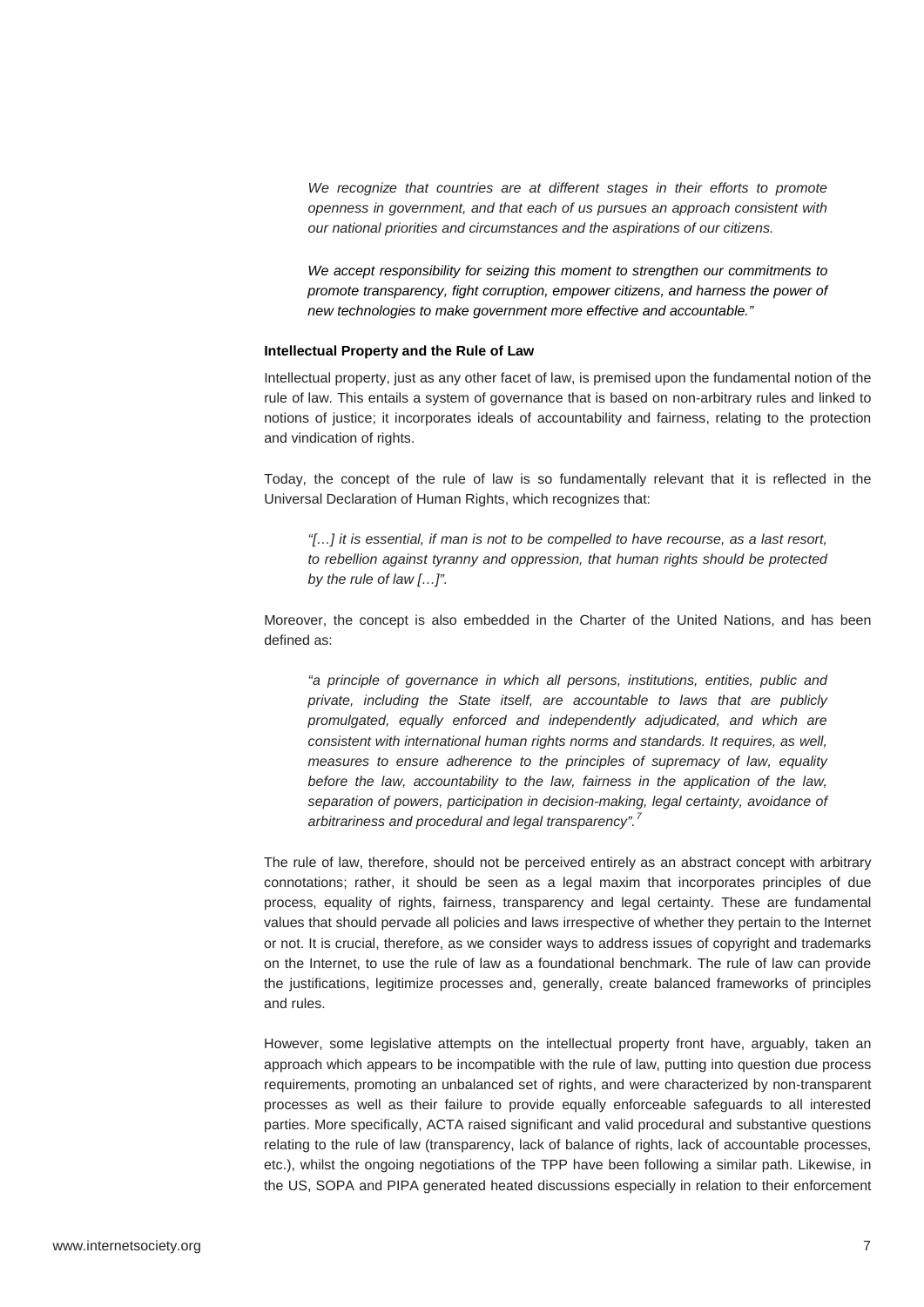*We recognize that countries are at different stages in their efforts to promote openness in government, and that each of us pursues an approach consistent with our national priorities and circumstances and the aspirations of our citizens.*

*We accept responsibility for seizing this moment to strengthen our commitments to promote transparency, fight corruption, empower citizens, and harness the power of new technologies to make government more effective and accountable."*

**Intellectual Property and the Rule of Law**

Intellectual property, just as any other facet of law, is premised upon the fundamental notion of the rule of law. This entails a system of governance that is based on non-arbitrary rules and linked to notions of justice; it incorporates ideals of accountability and fairness, relating to the protection and vindication of rights.

Today, the concept of the rule of law is so fundamentally relevant that it is reflected in the Universal Declaration of Human Rights, which recognizes that:

*"[…] it is essential, if man is not to be compelled to have recourse, as a last resort, to rebellion against tyranny and oppression, that human rights should be protected by the rule of law […]".*

Moreover, the concept is also embedded in the Charter of the United Nations, and has been defined as:

*"a principle of governance in which all persons, institutions, entities, public and private, including the State itself, are accountable to laws that are publicly promulgated, equally enforced and independently adjudicated, and which are consistent with international human rights norms and standards. It requires, as well, measures to ensure adherence to the principles of supremacy of law, equality before the law, accountability to the law, fairness in the application of the law, separation of powers, participation in decision-making, legal certainty, avoidance of arbitrariness and procedural and legal transparency".*[7]

The rule of law, therefore, should not be perceived entirely as an abstract concept with arbitrary connotations; rather, it should be seen as a legal maxim that incorporates principles of due process, equality of rights, fairness, transparency and legal certainty. These are fundamental values that should pervade all policies and laws irrespective of whether they pertain to the Internet or not. It is crucial, therefore, as we consider ways to address issues of copyright and trademarks on the Internet, to use the rule of law as a foundational benchmark. The rule of law can provide the justifications, legitimize processes and, generally, create balanced frameworks of principles and rules.

However, some legislative attempts on the intellectual property front have, arguably, taken an approach which appears to be incompatible with the rule of law, putting into question due process requirements, promoting an unbalanced set of rights, and were characterized by non-transparent processes as well as their failure to provide equally enforceable safeguards to all interested parties. More specifically, ACTA raised significant and valid procedural and substantive questions relating to the rule of law (transparency, lack of balance of rights, lack of accountable processes, etc.), whilst the ongoing negotiations of the TPP have been following a similar path. Likewise, in the US, SOPA and PIPA generated heated discussions especially in relation to their enforcement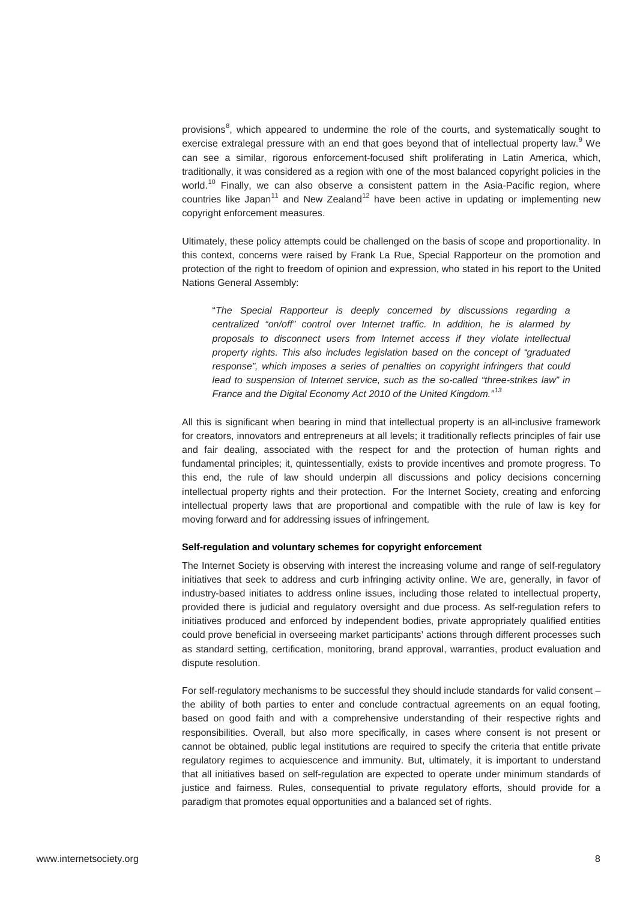provisions[8], which appeared to undermine the role of the courts, and systematically sought to exercise extralegal pressure with an end that goes beyond that of intellectual property law.[9] We can see a similar, rigorous enforcement-focused shift proliferating in Latin America, which, traditionally, it was considered as a region with one of the most balanced copyright policies in the world.[10] Finally, we can also observe a consistent pattern in the Asia-Pacific region, where countries like Japan[11] and New Zealand[12] have been active in updating or implementing new copyright enforcement measures.

Ultimately, these policy attempts could be challenged on the basis of scope and proportionality. In this context, concerns were raised by Frank La Rue, Special Rapporteur on the promotion and protection of the right to freedom of opinion and expression, who stated in his report to the United Nations General Assembly:

> "*The Special Rapporteur is deeply concerned by discussions regarding a centralized "on/off" control over Internet traffic. In addition, he is alarmed by proposals to disconnect users from Internet access if they violate intellectual property rights. This also includes legislation based on the concept of "graduated response", which imposes a series of penalties on copyright infringers that could lead to suspension of Internet service, such as the so-called "three-strikes law" in France and the Digital Economy Act 2010 of the United Kingdom."*[13]

All this is significant when bearing in mind that intellectual property is an all-inclusive framework for creators, innovators and entrepreneurs at all levels; it traditionally reflects principles of fair use and fair dealing, associated with the respect for and the protection of human rights and fundamental principles; it, quintessentially, exists to provide incentives and promote progress. To this end, the rule of law should underpin all discussions and policy decisions concerning intellectual property rights and their protection. For the Internet Society, creating and enforcing intellectual property laws that are proportional and compatible with the rule of law is key for moving forward and for addressing issues of infringement.

**Self-regulation and voluntary schemes for copyright enforcement**

The Internet Society is observing with interest the increasing volume and range of self-regulatory initiatives that seek to address and curb infringing activity online. We are, generally, in favor of industry-based initiates to address online issues, including those related to intellectual property, provided there is judicial and regulatory oversight and due process. As self-regulation refers to initiatives produced and enforced by independent bodies, private appropriately qualified entities could prove beneficial in overseeing market participants' actions through different processes such as standard setting, certification, monitoring, brand approval, warranties, product evaluation and dispute resolution.

For self-regulatory mechanisms to be successful they should include standards for valid consent – the ability of both parties to enter and conclude contractual agreements on an equal footing, based on good faith and with a comprehensive understanding of their respective rights and responsibilities. Overall, but also more specifically, in cases where consent is not present or cannot be obtained, public legal institutions are required to specify the criteria that entitle private regulatory regimes to acquiescence and immunity. But, ultimately, it is important to understand that all initiatives based on self-regulation are expected to operate under minimum standards of justice and fairness. Rules, consequential to private regulatory efforts, should provide for a paradigm that promotes equal opportunities and a balanced set of rights.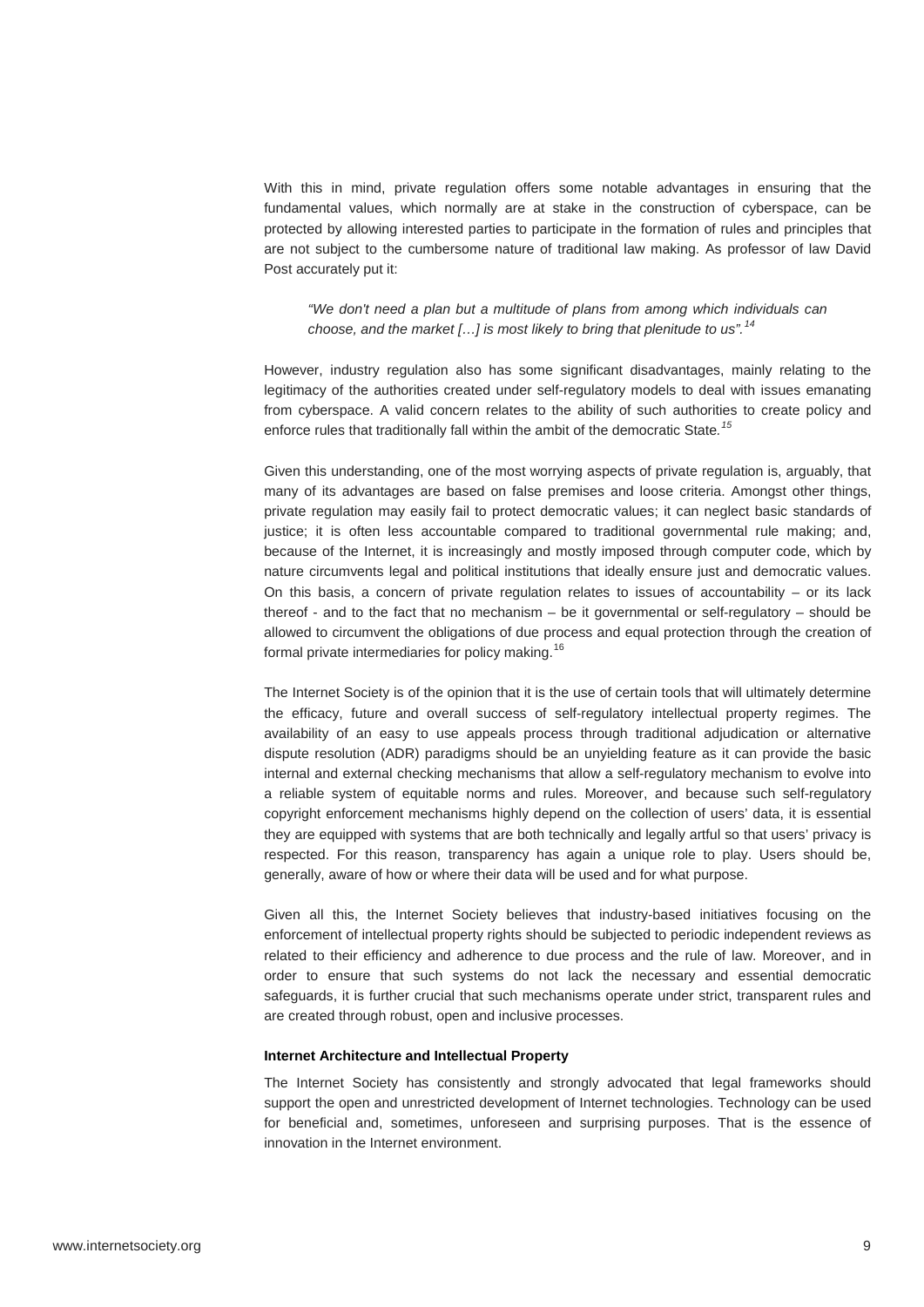With this in mind, private regulation offers some notable advantages in ensuring that the fundamental values, which normally are at stake in the construction of cyberspace, can be protected by allowing interested parties to participate in the formation of rules and principles that are not subject to the cumbersome nature of traditional law making. As professor of law David Post accurately put it:

> *"We don't need a plan but a multitude of plans from among which individuals can choose, and the market […] is most likely to bring that plenitude to us".*[14]

However, industry regulation also has some significant disadvantages, mainly relating to the legitimacy of the authorities created under self-regulatory models to deal with issues emanating from cyberspace. A valid concern relates to the ability of such authorities to create policy and enforce rules that traditionally fall within the ambit of the democratic State.[15]

Given this understanding, one of the most worrying aspects of private regulation is, arguably, that many of its advantages are based on false premises and loose criteria. Amongst other things, private regulation may easily fail to protect democratic values; it can neglect basic standards of justice; it is often less accountable compared to traditional governmental rule making; and, because of the Internet, it is increasingly and mostly imposed through computer code, which by nature circumvents legal and political institutions that ideally ensure just and democratic values. On this basis, a concern of private regulation relates to issues of accountability – or its lack thereof - and to the fact that no mechanism – be it governmental or self-regulatory – should be allowed to circumvent the obligations of due process and equal protection through the creation of formal private intermediaries for policy making.[16]

The Internet Society is of the opinion that it is the use of certain tools that will ultimately determine the efficacy, future and overall success of self-regulatory intellectual property regimes. The availability of an easy to use appeals process through traditional adjudication or alternative dispute resolution (ADR) paradigms should be an unyielding feature as it can provide the basic internal and external checking mechanisms that allow a self-regulatory mechanism to evolve into a reliable system of equitable norms and rules. Moreover, and because such self-regulatory copyright enforcement mechanisms highly depend on the collection of users' data, it is essential they are equipped with systems that are both technically and legally artful so that users' privacy is respected. For this reason, transparency has again a unique role to play. Users should be, generally, aware of how or where their data will be used and for what purpose.

Given all this, the Internet Society believes that industry-based initiatives focusing on the enforcement of intellectual property rights should be subjected to periodic independent reviews as related to their efficiency and adherence to due process and the rule of law. Moreover, and in order to ensure that such systems do not lack the necessary and essential democratic safeguards, it is further crucial that such mechanisms operate under strict, transparent rules and are created through robust, open and inclusive processes.

**Internet Architecture and Intellectual Property**

The Internet Society has consistently and strongly advocated that legal frameworks should support the open and unrestricted development of Internet technologies. Technology can be used for beneficial and, sometimes, unforeseen and surprising purposes. That is the essence of innovation in the Internet environment.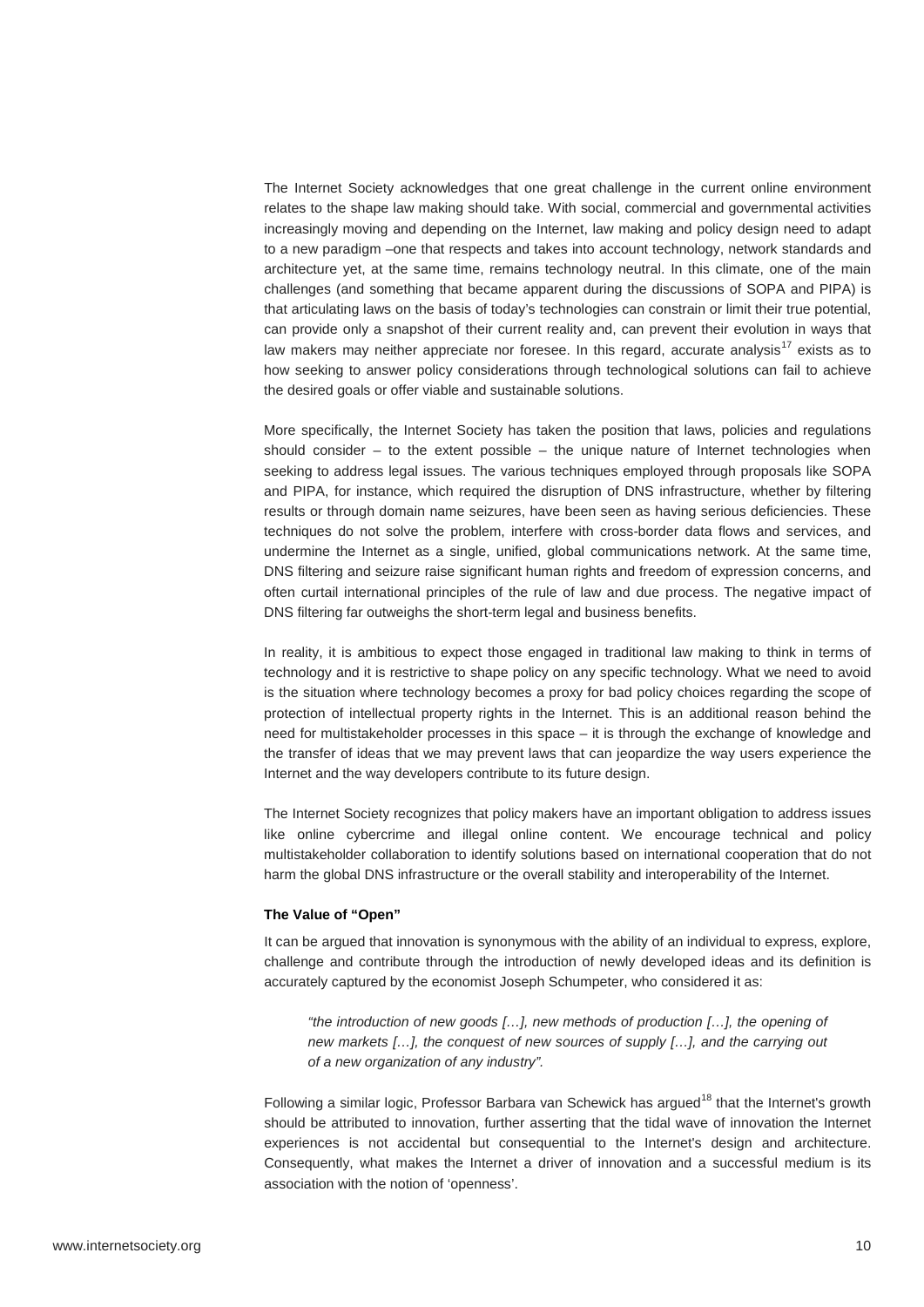The Internet Society acknowledges that one great challenge in the current online environment relates to the shape law making should take. With social, commercial and governmental activities increasingly moving and depending on the Internet, law making and policy design need to adapt to a new paradigm –one that respects and takes into account technology, network standards and architecture yet, at the same time, remains technology neutral. In this climate, one of the main challenges (and something that became apparent during the discussions of SOPA and PIPA) is that articulating laws on the basis of today's technologies can constrain or limit their true potential, can provide only a snapshot of their current reality and, can prevent their evolution in ways that law makers may neither appreciate nor foresee. In this regard, accurate analysis[17] exists as to how seeking to answer policy considerations through technological solutions can fail to achieve the desired goals or offer viable and sustainable solutions.

More specifically, the Internet Society has taken the position that laws, policies and regulations should consider – to the extent possible – the unique nature of Internet technologies when seeking to address legal issues. The various techniques employed through proposals like SOPA and PIPA, for instance, which required the disruption of DNS infrastructure, whether by filtering results or through domain name seizures, have been seen as having serious deficiencies. These techniques do not solve the problem, interfere with cross-border data flows and services, and undermine the Internet as a single, unified, global communications network. At the same time, DNS filtering and seizure raise significant human rights and freedom of expression concerns, and often curtail international principles of the rule of law and due process. The negative impact of DNS filtering far outweighs the short-term legal and business benefits.

In reality, it is ambitious to expect those engaged in traditional law making to think in terms of technology and it is restrictive to shape policy on any specific technology. What we need to avoid is the situation where technology becomes a proxy for bad policy choices regarding the scope of protection of intellectual property rights in the Internet. This is an additional reason behind the need for multistakeholder processes in this space – it is through the exchange of knowledge and the transfer of ideas that we may prevent laws that can jeopardize the way users experience the Internet and the way developers contribute to its future design.

The Internet Society recognizes that policy makers have an important obligation to address issues like online cybercrime and illegal online content. We encourage technical and policy multistakeholder collaboration to identify solutions based on international cooperation that do not harm the global DNS infrastructure or the overall stability and interoperability of the Internet.

**The Value of "Open"**

It can be argued that innovation is synonymous with the ability of an individual to express, explore, challenge and contribute through the introduction of newly developed ideas and its definition is accurately captured by the economist Joseph Schumpeter, who considered it as:

> *"the introduction of new goods […], new methods of production […], the opening of new markets […], the conquest of new sources of supply […], and the carrying out of a new organization of any industry".*

Following a similar logic, Professor Barbara van Schewick has argued[18] that the Internet's growth should be attributed to innovation, further asserting that the tidal wave of innovation the Internet experiences is not accidental but consequential to the Internet's design and architecture. Consequently, what makes the Internet a driver of innovation and a successful medium is its association with the notion of 'openness'.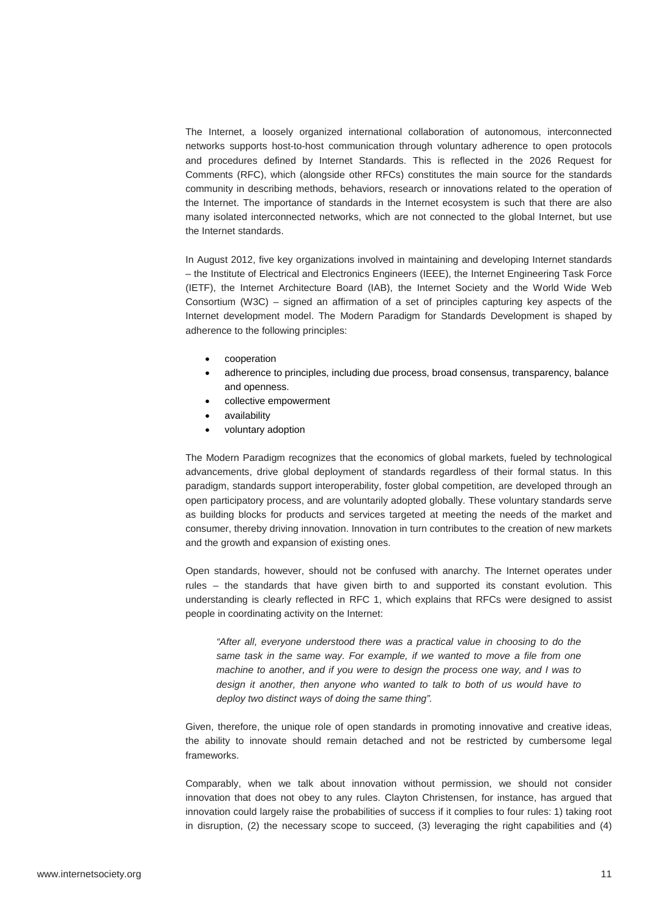The Internet, a loosely organized international collaboration of autonomous, interconnected networks supports host-to-host communication through voluntary adherence to open protocols and procedures defined by Internet Standards. This is reflected in the 2026 Request for Comments (RFC), which (alongside other RFCs) constitutes the main source for the standards community in describing methods, behaviors, research or innovations related to the operation of the Internet. The importance of standards in the Internet ecosystem is such that there are also many isolated interconnected networks, which are not connected to the global Internet, but use the Internet standards.

In August 2012, five key organizations involved in maintaining and developing Internet standards – the Institute of Electrical and Electronics Engineers (IEEE), the Internet Engineering Task Force (IETF), the Internet Architecture Board (IAB), the Internet Society and the World Wide Web Consortium (W3C) – signed an affirmation of a set of principles capturing key aspects of the Internet development model. The Modern Paradigm for Standards Development is shaped by adherence to the following principles:

- cooperation
- adherence to principles, including due process, broad consensus, transparency, balance and openness.
- collective empowerment
- availability
- voluntary adoption

The Modern Paradigm recognizes that the economics of global markets, fueled by technological advancements, drive global deployment of standards regardless of their formal status. In this paradigm, standards support interoperability, foster global competition, are developed through an open participatory process, and are voluntarily adopted globally. These voluntary standards serve as building blocks for products and services targeted at meeting the needs of the market and consumer, thereby driving innovation. Innovation in turn contributes to the creation of new markets and the growth and expansion of existing ones.

Open standards, however, should not be confused with anarchy. The Internet operates under rules – the standards that have given birth to and supported its constant evolution. This understanding is clearly reflected in RFC 1, which explains that RFCs were designed to assist people in coordinating activity on the Internet:

> *"After all, everyone understood there was a practical value in choosing to do the same task in the same way. For example, if we wanted to move a file from one machine to another, and if you were to design the process one way, and I was to design it another, then anyone who wanted to talk to both of us would have to deploy two distinct ways of doing the same thing".*

Given, therefore, the unique role of open standards in promoting innovative and creative ideas, the ability to innovate should remain detached and not be restricted by cumbersome legal frameworks.

Comparably, when we talk about innovation without permission, we should not consider innovation that does not obey to any rules. Clayton Christensen, for instance, has argued that innovation could largely raise the probabilities of success if it complies to four rules: 1) taking root in disruption, (2) the necessary scope to succeed, (3) leveraging the right capabilities and (4)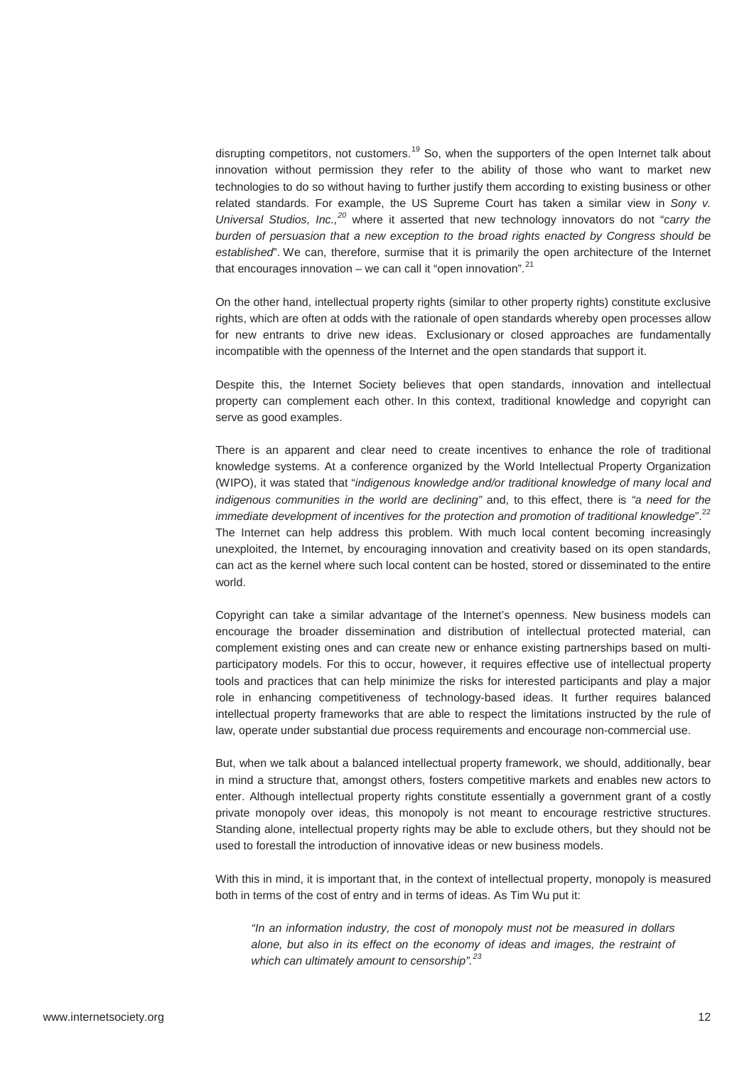disrupting competitors, not customers.[19] So, when the supporters of the open Internet talk about innovation without permission they refer to the ability of those who want to market new technologies to do so without having to further justify them according to existing business or other related standards. For example, the US Supreme Court has taken a similar view in *Sony v. Universal Studios, Inc.,*[20] where it asserted that new technology innovators do not "*carry the burden of persuasion that a new exception to the broad rights enacted by Congress should be established*". We can, therefore, surmise that it is primarily the open architecture of the Internet that encourages innovation – we can call it "open innovation".[21]

On the other hand, intellectual property rights (similar to other property rights) constitute exclusive rights, which are often at odds with the rationale of open standards whereby open processes allow for new entrants to drive new ideas. Exclusionary or closed approaches are fundamentally incompatible with the openness of the Internet and the open standards that support it.

Despite this, the Internet Society believes that open standards, innovation and intellectual property can complement each other. In this context, traditional knowledge and copyright can serve as good examples.

There is an apparent and clear need to create incentives to enhance the role of traditional knowledge systems. At a conference organized by the World Intellectual Property Organization (WIPO), it was stated that "*indigenous knowledge and/or traditional knowledge of many local and indigenous communities in the world are declining*" and, to this effect, there is *"a need for the immediate development of incentives for the protection and promotion of traditional knowledge*".[22] The Internet can help address this problem. With much local content becoming increasingly unexploited, the Internet, by encouraging innovation and creativity based on its open standards, can act as the kernel where such local content can be hosted, stored or disseminated to the entire world.

Copyright can take a similar advantage of the Internet's openness. New business models can encourage the broader dissemination and distribution of intellectual protected material, can complement existing ones and can create new or enhance existing partnerships based on multi-participatory models. For this to occur, however, it requires effective use of intellectual property tools and practices that can help minimize the risks for interested participants and play a major role in enhancing competitiveness of technology-based ideas. It further requires balanced intellectual property frameworks that are able to respect the limitations instructed by the rule of law, operate under substantial due process requirements and encourage non-commercial use.

But, when we talk about a balanced intellectual property framework, we should, additionally, bear in mind a structure that, amongst others, fosters competitive markets and enables new actors to enter. Although intellectual property rights constitute essentially a government grant of a costly private monopoly over ideas, this monopoly is not meant to encourage restrictive structures. Standing alone, intellectual property rights may be able to exclude others, but they should not be used to forestall the introduction of innovative ideas or new business models.

With this in mind, it is important that, in the context of intellectual property, monopoly is measured both in terms of the cost of entry and in terms of ideas. As Tim Wu put it:

> *"In an information industry, the cost of monopoly must not be measured in dollars alone, but also in its effect on the economy of ideas and images, the restraint of which can ultimately amount to censorship".*[23]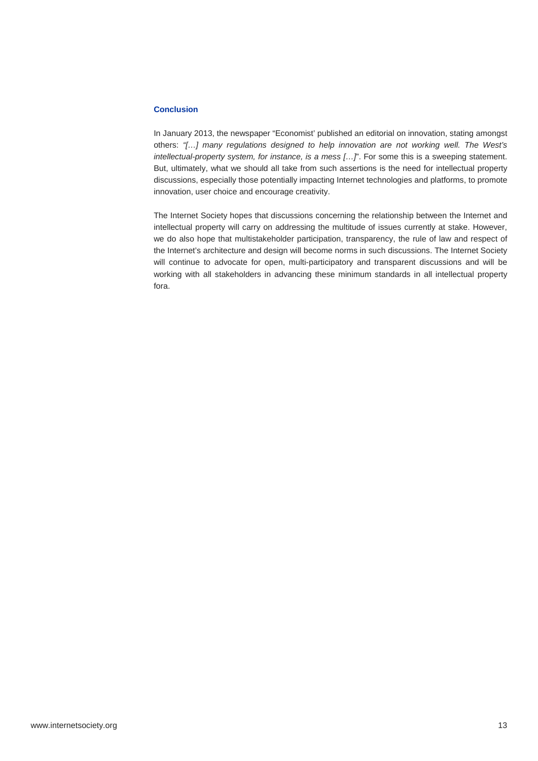## Conclusion

In January 2013, the newspaper "Economist' published an editorial on innovation, stating amongst others: *"[…] many regulations designed to help innovation are not working well. The West's intellectual-property system, for instance, is a mess […]*". For some this is a sweeping statement. But, ultimately, what we should all take from such assertions is the need for intellectual property discussions, especially those potentially impacting Internet technologies and platforms, to promote innovation, user choice and encourage creativity.

The Internet Society hopes that discussions concerning the relationship between the Internet and intellectual property will carry on addressing the multitude of issues currently at stake. However, we do also hope that multistakeholder participation, transparency, the rule of law and respect of the Internet's architecture and design will become norms in such discussions. The Internet Society will continue to advocate for open, multi-participatory and transparent discussions and will be working with all stakeholders in advancing these minimum standards in all intellectual property fora.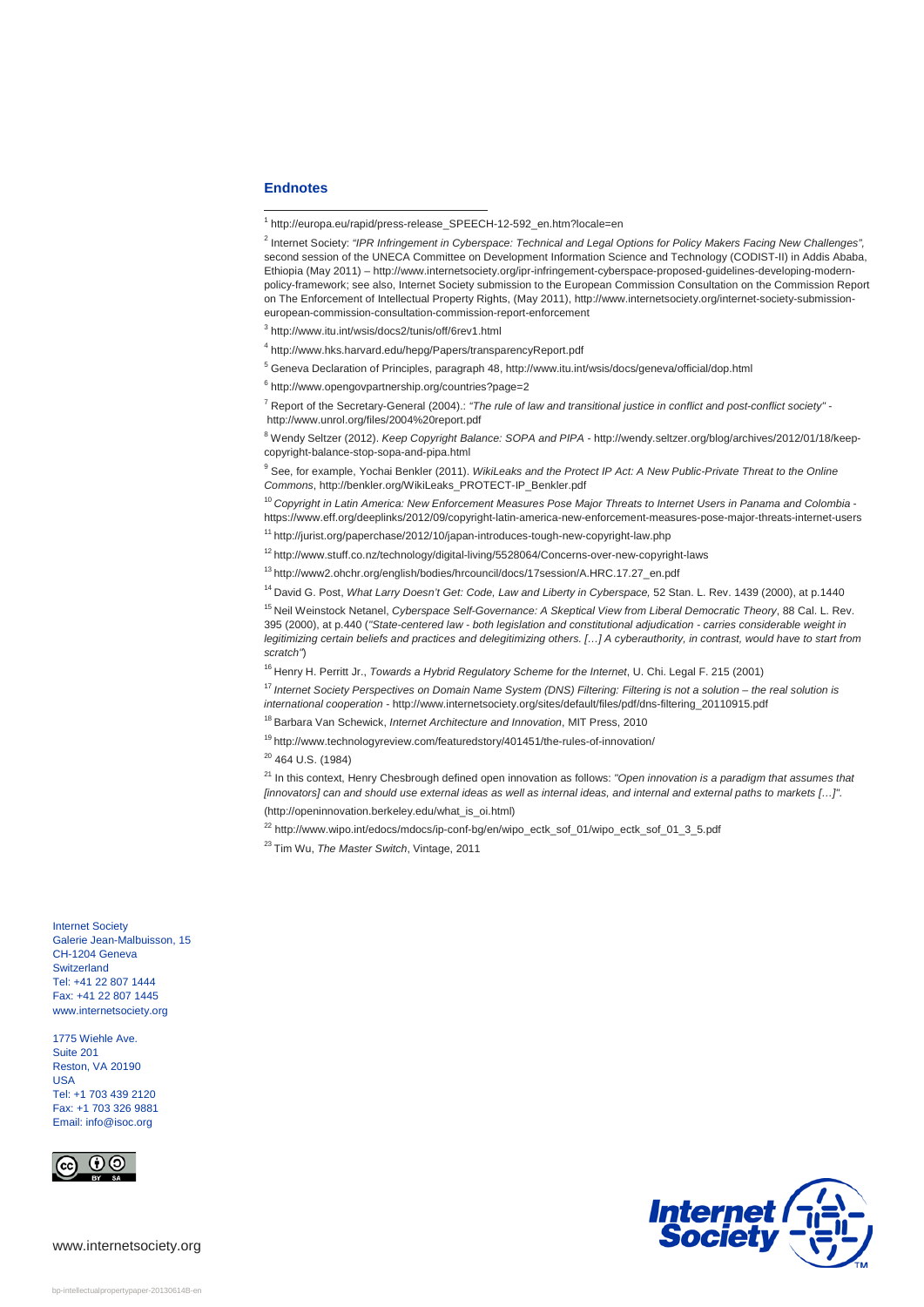## Endnotes

[1] http://europa.eu/rapid/press-release_SPEECH-12-592_en.htm?locale=en

[2] Internet Society: *"IPR Infringement in Cyberspace: Technical and Legal Options for Policy Makers Facing New Challenges"*, second session of the UNECA Committee on Development Information Science and Technology (CODIST-II) in Addis Ababa, Ethiopia (May 2011) – http://www.internetsociety.org/ipr-infringement-cyberspace-proposed-guidelines-developing-modern-policy-framework; see also, Internet Society submission to the European Commission Consultation on the Commission Report on The Enforcement of Intellectual Property Rights, (May 2011), http://www.internetsociety.org/internet-society-submission-european-commission-consultation-commission-report-enforcement

[3] http://www.itu.int/wsis/docs2/tunis/off/6rev1.html

[4] http://www.hks.harvard.edu/hepg/Papers/transparencyReport.pdf

[5] Geneva Declaration of Principles, paragraph 48, http://www.itu.int/wsis/docs/geneva/official/dop.html

[6] http://www.opengovpartnership.org/countries?page=2

[7] Report of the Secretary-General (2004).: *"The rule of law and transitional justice in conflict and post-conflict society"* - http://www.unrol.org/files/2004%20report.pdf

[8] Wendy Seltzer (2012). *Keep Copyright Balance: SOPA and PIPA* - http://wendy.seltzer.org/blog/archives/2012/01/18/keep-copyright-balance-stop-sopa-and-pipa.html

[9] See, for example, Yochai Benkler (2011). *WikiLeaks and the Protect IP Act: A New Public-Private Threat to the Online Commons*, http://benkler.org/WikiLeaks_PROTECT-IP_Benkler.pdf

[10] *Copyright in Latin America: New Enforcement Measures Pose Major Threats to Internet Users in Panama and Colombia* - https://www.eff.org/deeplinks/2012/09/copyright-latin-america-new-enforcement-measures-pose-major-threats-internet-users

[11] http://jurist.org/paperchase/2012/10/japan-introduces-tough-new-copyright-law.php

[12] http://www.stuff.co.nz/technology/digital-living/5528064/Concerns-over-new-copyright-laws

[13] http://www2.ohchr.org/english/bodies/hrcouncil/docs/17session/A.HRC.17.27_en.pdf

[14] David G. Post, *What Larry Doesn't Get: Code, Law and Liberty in Cyberspace,* 52 Stan. L. Rev. 1439 (2000), at p.1440

[15] Neil Weinstock Netanel, *Cyberspace Self-Governance: A Skeptical View from Liberal Democratic Theory*, 88 Cal. L. Rev. 395 (2000), at p.440 (*"State-centered law - both legislation and constitutional adjudication - carries considerable weight in legitimizing certain beliefs and practices and delegitimizing others. […] A cyberauthority, in contrast, would have to start from scratch"*)

[16] Henry H. Perritt Jr., *Towards a Hybrid Regulatory Scheme for the Internet*, U. Chi. Legal F. 215 (2001)

[17] *Internet Society Perspectives on Domain Name System (DNS) Filtering: Filtering is not a solution – the real solution is international cooperation* - http://www.internetsociety.org/sites/default/files/pdf/dns-filtering_20110915.pdf

[18] Barbara Van Schewick, *Internet Architecture and Innovation*, MIT Press, 2010

[19] http://www.technologyreview.com/featuredstory/401451/the-rules-of-innovation/

[20] 464 U.S. (1984)

[21] In this context, Henry Chesbrough defined open innovation as follows: *"Open innovation is a paradigm that assumes that [innovators] can and should use external ideas as well as internal ideas, and internal and external paths to markets […]".* (http://openinnovation.berkeley.edu/what_is_oi.html)

[22] http://www.wipo.int/edocs/mdocs/ip-conf-bg/en/wipo_ectk_sof_01/wipo_ectk_sof_01_3_5.pdf

[23] Tim Wu, *The Master Switch*, Vintage, 2011

Internet Society
Galerie Jean-Malbuisson, 15
CH-1204 Geneva
Switzerland
Tel: +41 22 807 1444
Fax: +41 22 807 1445
www.internetsociety.org

1775 Wiehle Ave.
Suite 201
Reston, VA 20190
USA
Tel: +1 703 439 2120
Fax: +1 703 326 9881
Email: info@isoc.org

www.internetsociety.org

bp-intellectualpropertypaper-20130614B-en